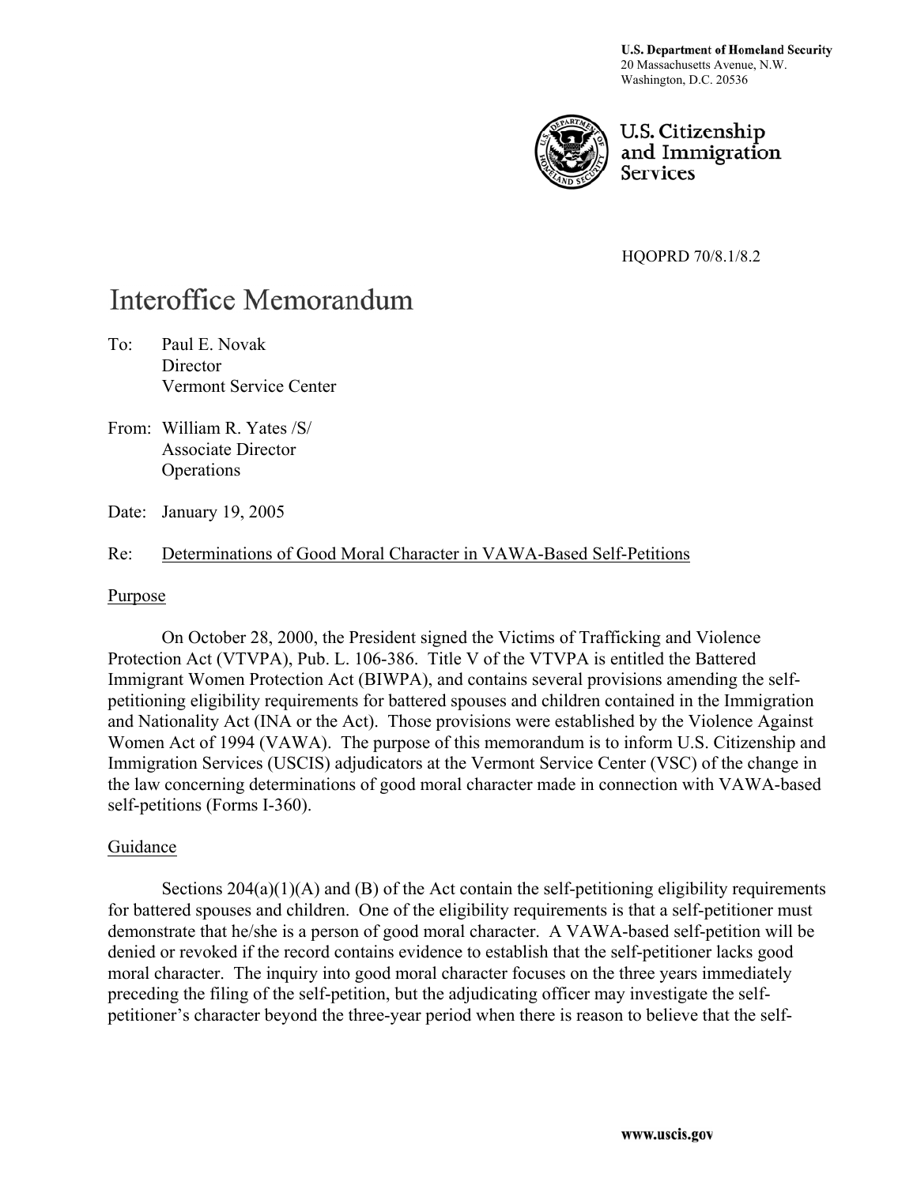**U.S. Department of Homeland Security**
20 Massachusetts Avenue, N.W.
Washington, D.C. 20536

U.S. Citizenship and Immigration Services

HQOPRD 70/8.1/8.2

# Interoffice Memorandum

To: Paul E. Novak
Director
Vermont Service Center

From: William R. Yates /S/
Associate Director
Operations

Date: January 19, 2005

Re: Determinations of Good Moral Character in VAWA-Based Self-Petitions

## Purpose

On October 28, 2000, the President signed the Victims of Trafficking and Violence Protection Act (VTVPA), Pub. L. 106-386. Title V of the VTVPA is entitled the Battered Immigrant Women Protection Act (BIWPA), and contains several provisions amending the self-petitioning eligibility requirements for battered spouses and children contained in the Immigration and Nationality Act (INA or the Act). Those provisions were established by the Violence Against Women Act of 1994 (VAWA). The purpose of this memorandum is to inform U.S. Citizenship and Immigration Services (USCIS) adjudicators at the Vermont Service Center (VSC) of the change in the law concerning determinations of good moral character made in connection with VAWA-based self-petitions (Forms I-360).

## Guidance

Sections 204(a)(1)(A) and (B) of the Act contain the self-petitioning eligibility requirements for battered spouses and children. One of the eligibility requirements is that a self-petitioner must demonstrate that he/she is a person of good moral character. A VAWA-based self-petition will be denied or revoked if the record contains evidence to establish that the self-petitioner lacks good moral character. The inquiry into good moral character focuses on the three years immediately preceding the filing of the self-petition, but the adjudicating officer may investigate the self-petitioner's character beyond the three-year period when there is reason to believe that the self-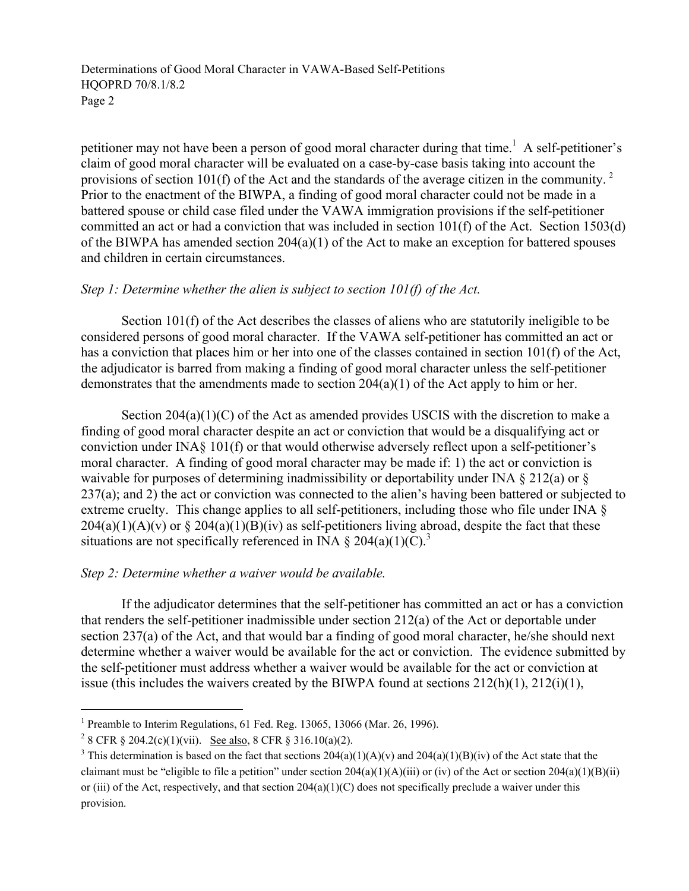petitioner may not have been a person of good moral character during that time.[1] A self-petitioner's claim of good moral character will be evaluated on a case-by-case basis taking into account the provisions of section 101(f) of the Act and the standards of the average citizen in the community.[2] Prior to the enactment of the BIWPA, a finding of good moral character could not be made in a battered spouse or child case filed under the VAWA immigration provisions if the self-petitioner committed an act or had a conviction that was included in section 101(f) of the Act. Section 1503(d) of the BIWPA has amended section 204(a)(1) of the Act to make an exception for battered spouses and children in certain circumstances.

*Step 1: Determine whether the alien is subject to section 101(f) of the Act.*

Section 101(f) of the Act describes the classes of aliens who are statutorily ineligible to be considered persons of good moral character. If the VAWA self-petitioner has committed an act or has a conviction that places him or her into one of the classes contained in section 101(f) of the Act, the adjudicator is barred from making a finding of good moral character unless the self-petitioner demonstrates that the amendments made to section 204(a)(1) of the Act apply to him or her.

Section 204(a)(1)(C) of the Act as amended provides USCIS with the discretion to make a finding of good moral character despite an act or conviction that would be a disqualifying act or conviction under INA§ 101(f) or that would otherwise adversely reflect upon a self-petitioner's moral character. A finding of good moral character may be made if: 1) the act or conviction is waivable for purposes of determining inadmissibility or deportability under INA § 212(a) or § 237(a); and 2) the act or conviction was connected to the alien's having been battered or subjected to extreme cruelty. This change applies to all self-petitioners, including those who file under INA § 204(a)(1)(A)(v) or § 204(a)(1)(B)(iv) as self-petitioners living abroad, despite the fact that these situations are not specifically referenced in INA § 204(a)(1)(C).[3]

*Step 2: Determine whether a waiver would be available.*

If the adjudicator determines that the self-petitioner has committed an act or has a conviction that renders the self-petitioner inadmissible under section 212(a) of the Act or deportable under section 237(a) of the Act, and that would bar a finding of good moral character, he/she should next determine whether a waiver would be available for the act or conviction. The evidence submitted by the self-petitioner must address whether a waiver would be available for the act or conviction at issue (this includes the waivers created by the BIWPA found at sections 212(h)(1), 212(i)(1),

---

[1] Preamble to Interim Regulations, 61 Fed. Reg. 13065, 13066 (Mar. 26, 1996).

[2] 8 CFR § 204.2(c)(1)(vii). See also, 8 CFR § 316.10(a)(2).

[3] This determination is based on the fact that sections 204(a)(1)(A)(v) and 204(a)(1)(B)(iv) of the Act state that the claimant must be "eligible to file a petition" under section 204(a)(1)(A)(iii) or (iv) of the Act or section 204(a)(1)(B)(ii) or (iii) of the Act, respectively, and that section 204(a)(1)(C) does not specifically preclude a waiver under this provision.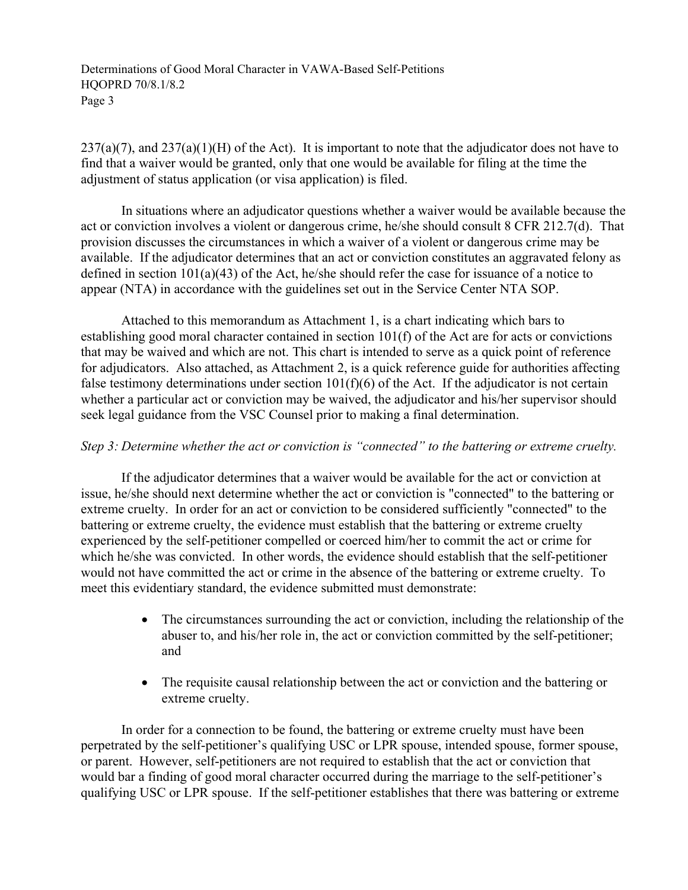237(a)(7), and 237(a)(1)(H) of the Act). It is important to note that the adjudicator does not have to find that a waiver would be granted, only that one would be available for filing at the time the adjustment of status application (or visa application) is filed.

In situations where an adjudicator questions whether a waiver would be available because the act or conviction involves a violent or dangerous crime, he/she should consult 8 CFR 212.7(d). That provision discusses the circumstances in which a waiver of a violent or dangerous crime may be available. If the adjudicator determines that an act or conviction constitutes an aggravated felony as defined in section 101(a)(43) of the Act, he/she should refer the case for issuance of a notice to appear (NTA) in accordance with the guidelines set out in the Service Center NTA SOP.

Attached to this memorandum as Attachment 1, is a chart indicating which bars to establishing good moral character contained in section 101(f) of the Act are for acts or convictions that may be waived and which are not. This chart is intended to serve as a quick point of reference for adjudicators. Also attached, as Attachment 2, is a quick reference guide for authorities affecting false testimony determinations under section 101(f)(6) of the Act. If the adjudicator is not certain whether a particular act or conviction may be waived, the adjudicator and his/her supervisor should seek legal guidance from the VSC Counsel prior to making a final determination.

*Step 3: Determine whether the act or conviction is "connected" to the battering or extreme cruelty.*

If the adjudicator determines that a waiver would be available for the act or conviction at issue, he/she should next determine whether the act or conviction is "connected" to the battering or extreme cruelty. In order for an act or conviction to be considered sufficiently "connected" to the battering or extreme cruelty, the evidence must establish that the battering or extreme cruelty experienced by the self-petitioner compelled or coerced him/her to commit the act or crime for which he/she was convicted. In other words, the evidence should establish that the self-petitioner would not have committed the act or crime in the absence of the battering or extreme cruelty. To meet this evidentiary standard, the evidence submitted must demonstrate:

- The circumstances surrounding the act or conviction, including the relationship of the abuser to, and his/her role in, the act or conviction committed by the self-petitioner; and

- The requisite causal relationship between the act or conviction and the battering or extreme cruelty.

In order for a connection to be found, the battering or extreme cruelty must have been perpetrated by the self-petitioner's qualifying USC or LPR spouse, intended spouse, former spouse, or parent. However, self-petitioners are not required to establish that the act or conviction that would bar a finding of good moral character occurred during the marriage to the self-petitioner's qualifying USC or LPR spouse. If the self-petitioner establishes that there was battering or extreme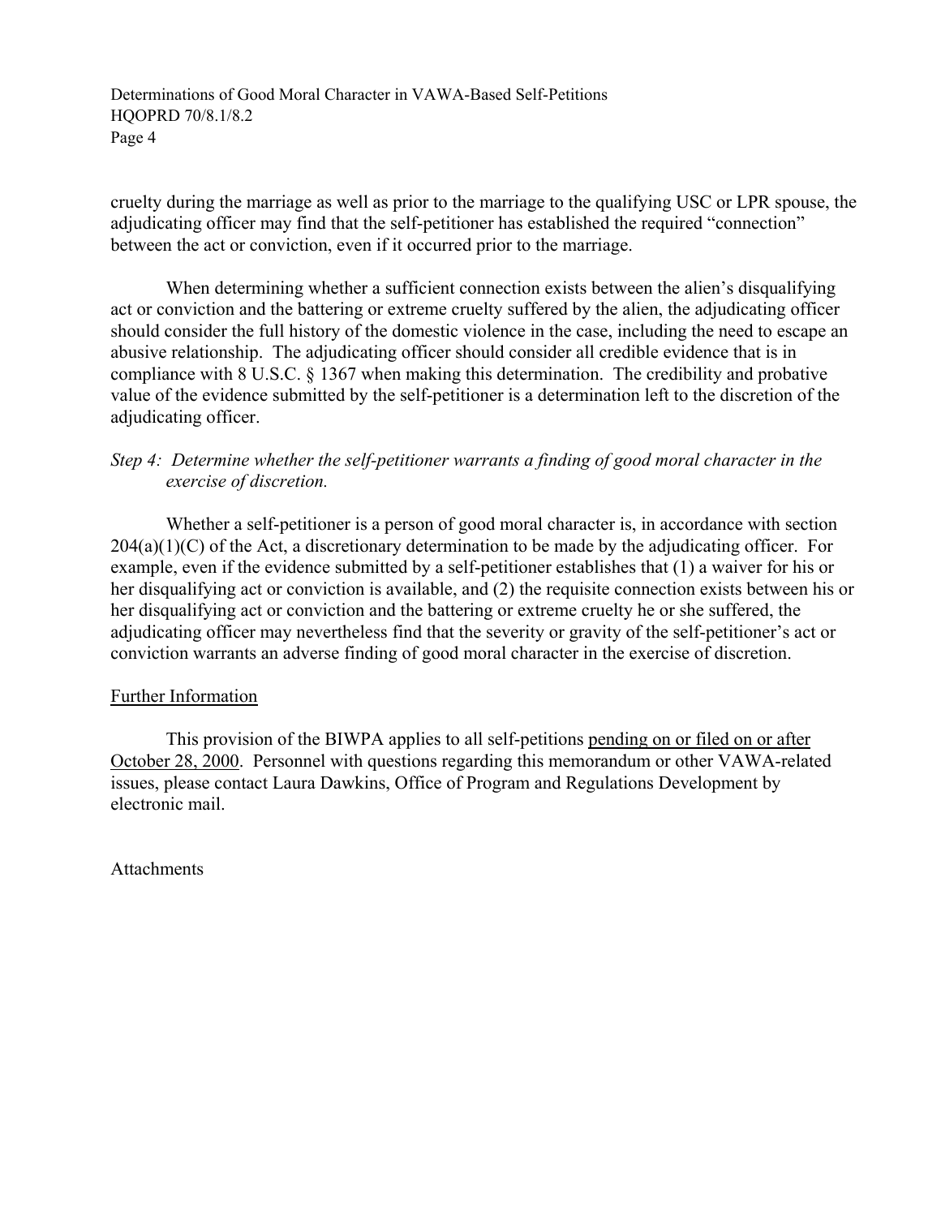cruelty during the marriage as well as prior to the marriage to the qualifying USC or LPR spouse, the adjudicating officer may find that the self-petitioner has established the required "connection" between the act or conviction, even if it occurred prior to the marriage.

When determining whether a sufficient connection exists between the alien's disqualifying act or conviction and the battering or extreme cruelty suffered by the alien, the adjudicating officer should consider the full history of the domestic violence in the case, including the need to escape an abusive relationship. The adjudicating officer should consider all credible evidence that is in compliance with 8 U.S.C. § 1367 when making this determination. The credibility and probative value of the evidence submitted by the self-petitioner is a determination left to the discretion of the adjudicating officer.

*Step 4: Determine whether the self-petitioner warrants a finding of good moral character in the exercise of discretion.*

Whether a self-petitioner is a person of good moral character is, in accordance with section 204(a)(1)(C) of the Act, a discretionary determination to be made by the adjudicating officer. For example, even if the evidence submitted by a self-petitioner establishes that (1) a waiver for his or her disqualifying act or conviction is available, and (2) the requisite connection exists between his or her disqualifying act or conviction and the battering or extreme cruelty he or she suffered, the adjudicating officer may nevertheless find that the severity or gravity of the self-petitioner's act or conviction warrants an adverse finding of good moral character in the exercise of discretion.

<u>Further Information</u>

This provision of the BIWPA applies to all self-petitions <u>pending on or filed on or after October 28, 2000</u>. Personnel with questions regarding this memorandum or other VAWA-related issues, please contact Laura Dawkins, Office of Program and Regulations Development by electronic mail.

Attachments